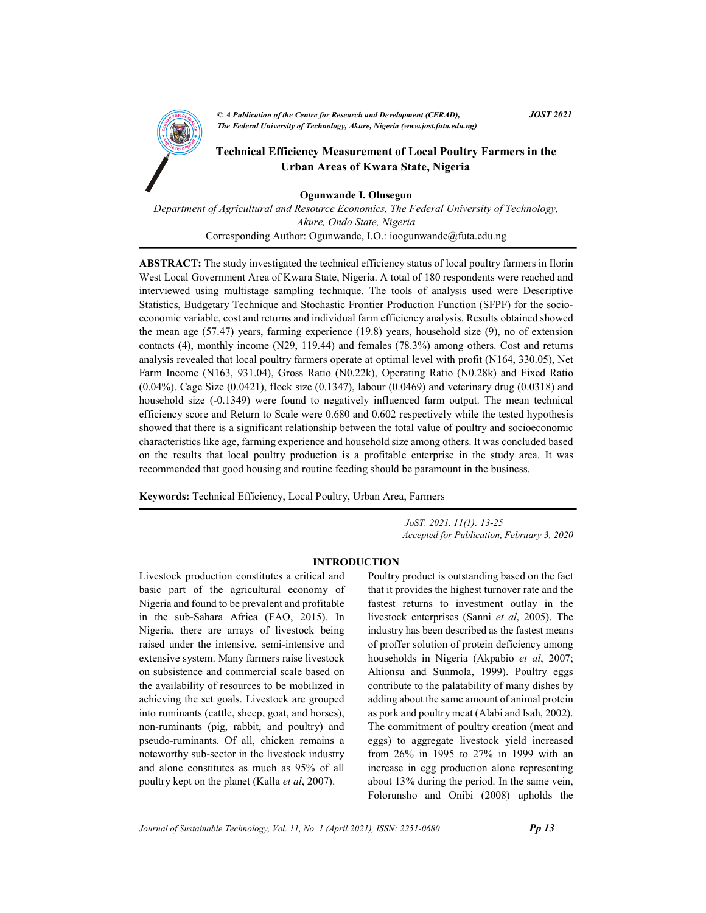© *A Publication of the Centre for Research and Development (CERAD), The Federal University of Technology, Akure, Nigeria (www.jost.futa.edu.ng)* **JOST 2021**

# Technical Efficiency Measurement of Local Poultry Farmers in the Urban Areas of Kwara State, Nigeria

**Ogunwande I. Olusegun**

*Department of Agricultural and Resource Economics, The Federal University of Technology, Akure, Ondo State, Nigeria*

Corresponding Author: Ogunwande, I.O.: ioogunwande@futa.edu.ng

**ABSTRACT:** The study investigated the technical efficiency status of local poultry farmers in Ilorin West Local Government Area of Kwara State, Nigeria. A total of 180 respondents were reached and interviewed using multistage sampling technique. The tools of analysis used were Descriptive Statistics, Budgetary Technique and Stochastic Frontier Production Function (SFPF) for the socio-economic variable, cost and returns and individual farm efficiency analysis. Results obtained showed the mean age (57.47) years, farming experience (19.8) years, household size (9), no of extension contacts (4), monthly income (N29, 119.44) and females (78.3%) among others. Cost and returns analysis revealed that local poultry farmers operate at optimal level with profit (N164, 330.05), Net Farm Income (N163, 931.04), Gross Ratio (N0.22k), Operating Ratio (N0.28k) and Fixed Ratio (0.04%). Cage Size (0.0421), flock size (0.1347), labour (0.0469) and veterinary drug (0.0318) and household size (-0.1349) were found to negatively influenced farm output. The mean technical efficiency score and Return to Scale were 0.680 and 0.602 respectively while the tested hypothesis showed that there is a significant relationship between the total value of poultry and socioeconomic characteristics like age, farming experience and household size among others. It was concluded based on the results that local poultry production is a profitable enterprise in the study area. It was recommended that good housing and routine feeding should be paramount in the business.

**Keywords:** Technical Efficiency, Local Poultry, Urban Area, Farmers

*JoST. 2021. 11(1): 13-25*
*Accepted for Publication, February 3, 2020*

## INTRODUCTION

Livestock production constitutes a critical and basic part of the agricultural economy of Nigeria and found to be prevalent and profitable in the sub-Sahara Africa (FAO, 2015). In Nigeria, there are arrays of livestock being raised under the intensive, semi-intensive and extensive system. Many farmers raise livestock on subsistence and commercial scale based on the availability of resources to be mobilized in achieving the set goals. Livestock are grouped into ruminants (cattle, sheep, goat, and horses), non-ruminants (pig, rabbit, and poultry) and pseudo-ruminants. Of all, chicken remains a noteworthy sub-sector in the livestock industry and alone constitutes as much as 95% of all poultry kept on the planet (Kalla *et al*, 2007).

Poultry product is outstanding based on the fact that it provides the highest turnover rate and the fastest returns to investment outlay in the livestock enterprises (Sanni *et al*, 2005). The industry has been described as the fastest means of proffer solution of protein deficiency among households in Nigeria (Akpabio *et al*, 2007; Ahionsu and Sunmola, 1999). Poultry eggs contribute to the palatability of many dishes by adding about the same amount of animal protein as pork and poultry meat (Alabi and Isah, 2002). The commitment of poultry creation (meat and eggs) to aggregate livestock yield increased from 26% in 1995 to 27% in 1999 with an increase in egg production alone representing about 13% during the period. In the same vein, Folorunsho and Onibi (2008) upholds the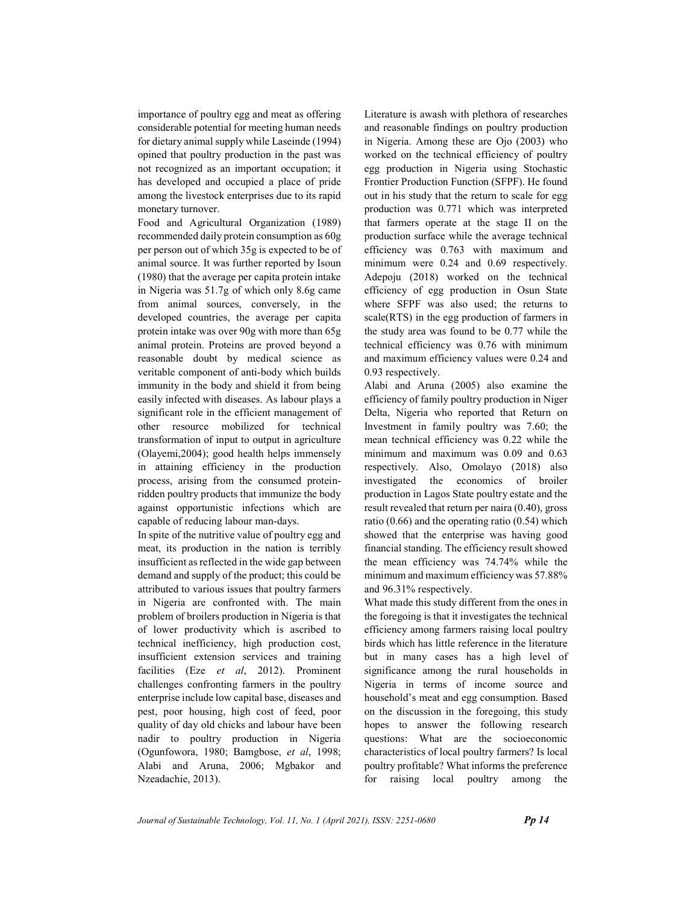importance of poultry egg and meat as offering considerable potential for meeting human needs for dietary animal supply while Laseinde (1994) opined that poultry production in the past was not recognized as an important occupation; it has developed and occupied a place of pride among the livestock enterprises due to its rapid monetary turnover.

Food and Agricultural Organization (1989) recommended daily protein consumption as 60g per person out of which 35g is expected to be of animal source. It was further reported by Isoun (1980) that the average per capita protein intake in Nigeria was 51.7g of which only 8.6g came from animal sources, conversely, in the developed countries, the average per capita protein intake was over 90g with more than 65g animal protein. Proteins are proved beyond a reasonable doubt by medical science as veritable component of anti-body which builds immunity in the body and shield it from being easily infected with diseases. As labour plays a significant role in the efficient management of other resource mobilized for technical transformation of input to output in agriculture (Olayemi,2004); good health helps immensely in attaining efficiency in the production process, arising from the consumed protein-ridden poultry products that immunize the body against opportunistic infections which are capable of reducing labour man-days.

In spite of the nutritive value of poultry egg and meat, its production in the nation is terribly insufficient as reflected in the wide gap between demand and supply of the product; this could be attributed to various issues that poultry farmers in Nigeria are confronted with. The main problem of broilers production in Nigeria is that of lower productivity which is ascribed to technical inefficiency, high production cost, insufficient extension services and training facilities (Eze *et al*, 2012). Prominent challenges confronting farmers in the poultry enterprise include low capital base, diseases and pest, poor housing, high cost of feed, poor quality of day old chicks and labour have been nadir to poultry production in Nigeria (Ogunfowora, 1980; Bamgbose, *et al*, 1998; Alabi and Aruna, 2006; Mgbakor and Nzeadachie, 2013).

Literature is awash with plethora of researches and reasonable findings on poultry production in Nigeria. Among these are Ojo (2003) who worked on the technical efficiency of poultry egg production in Nigeria using Stochastic Frontier Production Function (SFPF). He found out in his study that the return to scale for egg production was 0.771 which was interpreted that farmers operate at the stage II on the production surface while the average technical efficiency was 0.763 with maximum and minimum were 0.24 and 0.69 respectively. Adepoju (2018) worked on the technical efficiency of egg production in Osun State where SFPF was also used; the returns to scale(RTS) in the egg production of farmers in the study area was found to be 0.77 while the technical efficiency was 0.76 with minimum and maximum efficiency values were 0.24 and 0.93 respectively.

Alabi and Aruna (2005) also examine the efficiency of family poultry production in Niger Delta, Nigeria who reported that Return on Investment in family poultry was 7.60; the mean technical efficiency was 0.22 while the minimum and maximum was 0.09 and 0.63 respectively. Also, Omolayo (2018) also investigated the economics of broiler production in Lagos State poultry estate and the result revealed that return per naira (0.40), gross ratio (0.66) and the operating ratio (0.54) which showed that the enterprise was having good financial standing. The efficiency result showed the mean efficiency was 74.74% while the minimum and maximum efficiency was 57.88% and 96.31% respectively.

What made this study different from the ones in the foregoing is that it investigates the technical efficiency among farmers raising local poultry birds which has little reference in the literature but in many cases has a high level of significance among the rural households in Nigeria in terms of income source and household's meat and egg consumption. Based on the discussion in the foregoing, this study hopes to answer the following research questions: What are the socioeconomic characteristics of local poultry farmers? Is local poultry profitable? What informs the preference for raising local poultry among the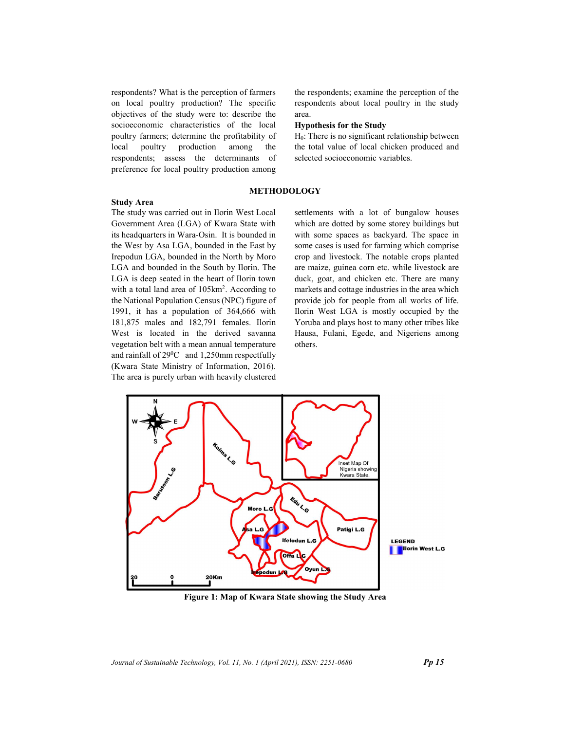respondents? What is the perception of farmers on local poultry production? The specific objectives of the study were to: describe the socioeconomic characteristics of the local poultry farmers; determine the profitability of local poultry production among the respondents; assess the determinants of preference for local poultry production among the respondents; examine the perception of the respondents about local poultry in the study area.

### Hypothesis for the Study

$H_0$: There is no significant relationship between the total value of local chicken produced and selected socioeconomic variables.

## METHODOLOGY

### Study Area

The study was carried out in Ilorin West Local Government Area (LGA) of Kwara State with its headquarters in Wara-Osin. It is bounded in the West by Asa LGA, bounded in the East by Irepodun LGA, bounded in the North by Moro LGA and bounded in the South by Ilorin. The LGA is deep seated in the heart of Ilorin town with a total land area of $105km^2$. According to the National Population Census (NPC) figure of 1991, it has a population of 364,666 with 181,875 males and 182,791 females. Ilorin West is located in the derived savanna vegetation belt with a mean annual temperature and rainfall of $29^0C$ and 1,250mm respectfully (Kwara State Ministry of Information, 2016). The area is purely urban with heavily clustered settlements with a lot of bungalow houses which are dotted by some storey buildings but with some spaces as backyard. The space in some cases is used for farming which comprise crop and livestock. The notable crops planted are maize, guinea corn etc. while livestock are duck, goat, and chicken etc. There are many markets and cottage industries in the area which provide job for people from all works of life. Ilorin West LGA is mostly occupied by the Yoruba and plays host to many other tribes like Hausa, Fulani, Egede, and Nigeriens among others.

**Figure 1: Map of Kwara State showing the Study Area**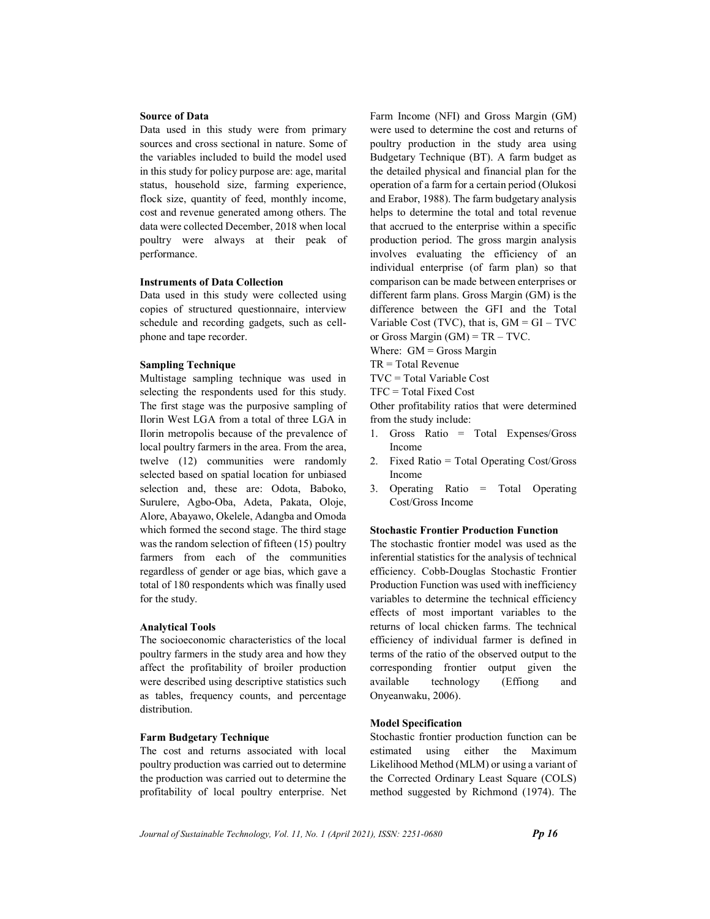### Source of Data

Data used in this study were from primary sources and cross sectional in nature. Some of the variables included to build the model used in this study for policy purpose are: age, marital status, household size, farming experience, flock size, quantity of feed, monthly income, cost and revenue generated among others. The data were collected December, 2018 when local poultry were always at their peak of performance.

### Instruments of Data Collection

Data used in this study were collected using copies of structured questionnaire, interview schedule and recording gadgets, such as cell-phone and tape recorder.

### Sampling Technique

Multistage sampling technique was used in selecting the respondents used for this study. The first stage was the purposive sampling of Ilorin West LGA from a total of three LGA in Ilorin metropolis because of the prevalence of local poultry farmers in the area. From the area, twelve (12) communities were randomly selected based on spatial location for unbiased selection and, these are: Odota, Baboko, Surulere, Agbo-Oba, Adeta, Pakata, Oloje, Alore, Abayawo, Okelele, Adangba and Omoda which formed the second stage. The third stage was the random selection of fifteen (15) poultry farmers from each of the communities regardless of gender or age bias, which gave a total of 180 respondents which was finally used for the study.

### Analytical Tools

The socioeconomic characteristics of the local poultry farmers in the study area and how they affect the profitability of broiler production were described using descriptive statistics such as tables, frequency counts, and percentage distribution.

### Farm Budgetary Technique

The cost and returns associated with local poultry production was carried out to determine the production was carried out to determine the profitability of local poultry enterprise. Net Farm Income (NFI) and Gross Margin (GM) were used to determine the cost and returns of poultry production in the study area using Budgetary Technique (BT). A farm budget as the detailed physical and financial plan for the operation of a farm for a certain period (Olukosi and Erabor, 1988). The farm budgetary analysis helps to determine the total and total revenue that accrued to the enterprise within a specific production period. The gross margin analysis involves evaluating the efficiency of an individual enterprise (of farm plan) so that comparison can be made between enterprises or different farm plans. Gross Margin (GM) is the difference between the GFI and the Total Variable Cost (TVC), that is, GM = GI – TVC or Gross Margin (GM) = TR – TVC.

Where: GM = Gross Margin

TR = Total Revenue

TVC = Total Variable Cost

TFC = Total Fixed Cost

Other profitability ratios that were determined from the study include:

1. Gross Ratio = Total Expenses/Gross Income
2. Fixed Ratio = Total Operating Cost/Gross Income
3. Operating Ratio = Total Operating Cost/Gross Income

### Stochastic Frontier Production Function

The stochastic frontier model was used as the inferential statistics for the analysis of technical efficiency. Cobb-Douglas Stochastic Frontier Production Function was used with inefficiency variables to determine the technical efficiency effects of most important variables to the returns of local chicken farms. The technical efficiency of individual farmer is defined in terms of the ratio of the observed output to the corresponding frontier output given the available technology (Effiong and Onyeanwaku, 2006).

### Model Specification

Stochastic frontier production function can be estimated using either the Maximum Likelihood Method (MLM) or using a variant of the Corrected Ordinary Least Square (COLS) method suggested by Richmond (1974). The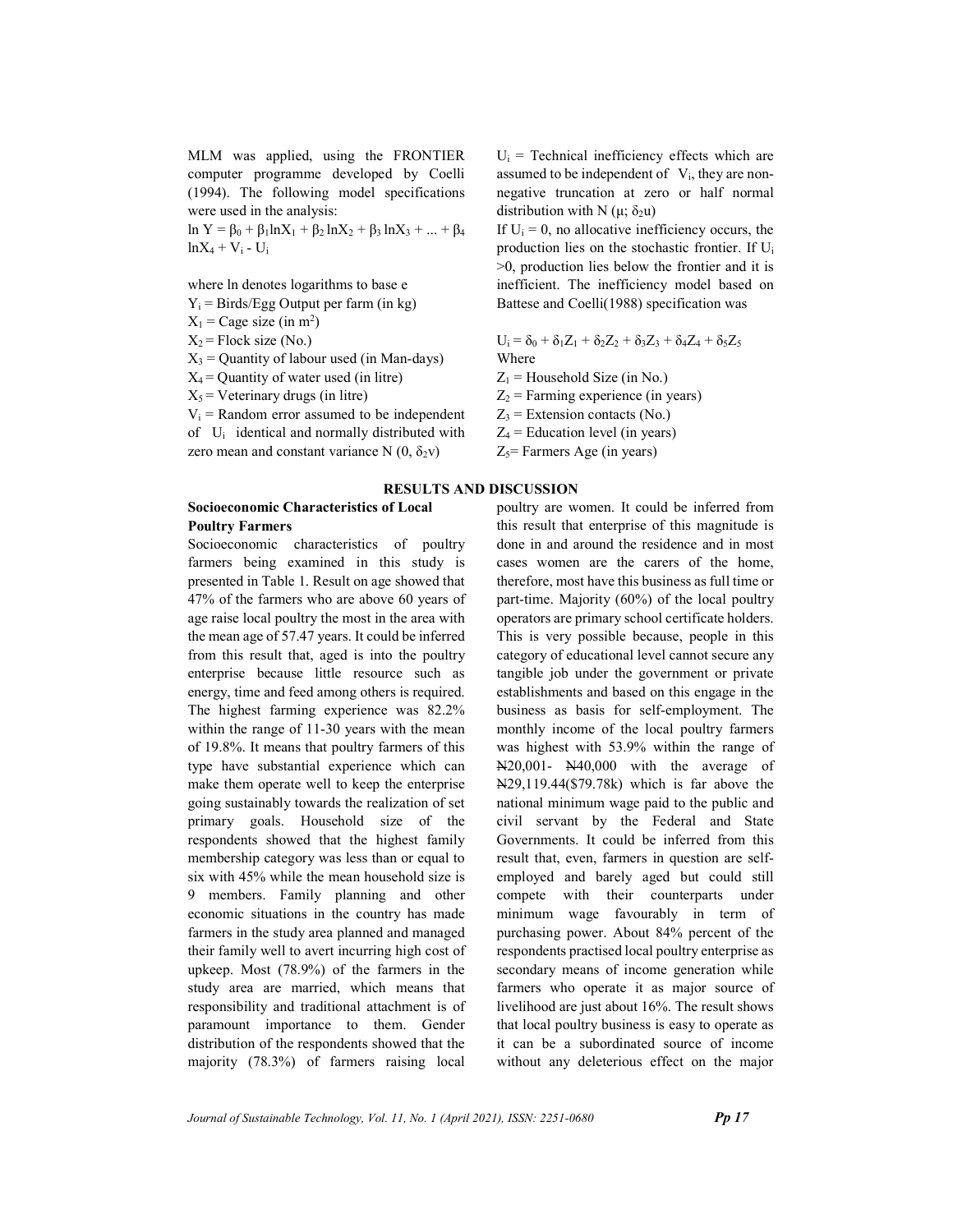MLM was applied, using the FRONTIER computer programme developed by Coelli (1994). The following model specifications were used in the analysis:

$\ln Y = \beta_0 + \beta_1 \ln X_1 + \beta_2 \ln X_2 + \beta_3 \ln X_3 + ... + \beta_4 \ln X_4 + V_i - U_i$

where ln denotes logarithms to base e

$Y_i$ = Birds/Egg Output per farm (in kg)

$X_1$ = Cage size (in $m^2$)

$X_2$ = Flock size (No.)

$X_3$ = Quantity of labour used (in Man-days)

$X_4$ = Quantity of water used (in litre)

$X_5$ = Veterinary drugs (in litre)

$V_i$ = Random error assumed to be independent of $U_i$ identical and normally distributed with zero mean and constant variance N (0, $\delta_2 v$)

$U_i$ = Technical inefficiency effects which are assumed to be independent of $V_i$, they are non-negative truncation at zero or half normal distribution with N ($\mu$; $\delta_2 u$)

If $U_i = 0$, no allocative inefficiency occurs, the production lies on the stochastic frontier. If $U_i > 0$, production lies below the frontier and it is inefficient. The inefficiency model based on Battese and Coelli(1988) specification was

$U_i = \delta_0 + \delta_1 Z_1 + \delta_2 Z_2 + \delta_3 Z_3 + \delta_4 Z_4 + \delta_5 Z_5$

Where

$Z_1$ = Household Size (in No.)

$Z_2$ = Farming experience (in years)

$Z_3$ = Extension contacts (No.)

$Z_4$ = Education level (in years)

$Z_5$= Farmers Age (in years)

## RESULTS AND DISCUSSION

### Socioeconomic Characteristics of Local Poultry Farmers

Socioeconomic characteristics of poultry farmers being examined in this study is presented in Table 1. Result on age showed that 47% of the farmers who are above 60 years of age raise local poultry the most in the area with the mean age of 57.47 years. It could be inferred from this result that, aged is into the poultry enterprise because little resource such as energy, time and feed among others is required. The highest farming experience was 82.2% within the range of 11-30 years with the mean of 19.8%. It means that poultry farmers of this type have substantial experience which can make them operate well to keep the enterprise going sustainably towards the realization of set primary goals. Household size of the respondents showed that the highest family membership category was less than or equal to six with 45% while the mean household size is 9 members. Family planning and other economic situations in the country has made farmers in the study area planned and managed their family well to avert incurring high cost of upkeep. Most (78.9%) of the farmers in the study area are married, which means that responsibility and traditional attachment is of paramount importance to them. Gender distribution of the respondents showed that the majority (78.3%) of farmers raising local poultry are women. It could be inferred from this result that enterprise of this magnitude is done in and around the residence and in most cases women are the carers of the home, therefore, most have this business as full time or part-time. Majority (60%) of the local poultry operators are primary school certificate holders. This is very possible because, people in this category of educational level cannot secure any tangible job under the government or private establishments and based on this engage in the business as basis for self-employment. The monthly income of the local poultry farmers was highest with 53.9% within the range of ₦20,001- ₦40,000 with the average of ₦29,119.44($79.78k) which is far above the national minimum wage paid to the public and civil servant by the Federal and State Governments. It could be inferred from this result that, even, farmers in question are self-employed and barely aged but could still compete with their counterparts under minimum wage favourably in term of purchasing power. About 84% percent of the respondents practised local poultry enterprise as secondary means of income generation while farmers who operate it as major source of livelihood are just about 16%. The result shows that local poultry business is easy to operate as it can be a subordinated source of income without any deleterious effect on the major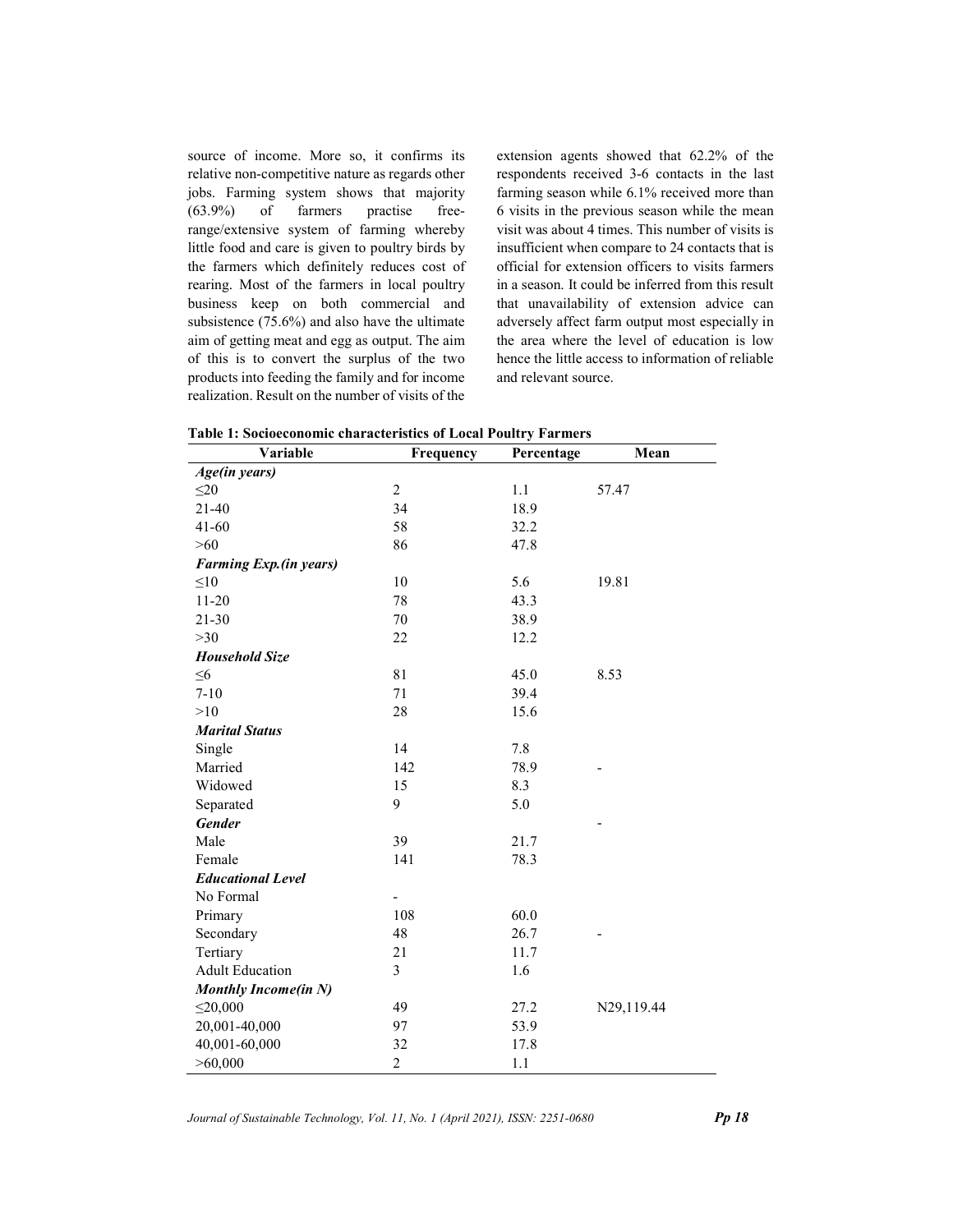source of income. More so, it confirms its relative non-competitive nature as regards other jobs. Farming system shows that majority (63.9%) of farmers practise free-range/extensive system of farming whereby little food and care is given to poultry birds by the farmers which definitely reduces cost of rearing. Most of the farmers in local poultry business keep on both commercial and subsistence (75.6%) and also have the ultimate aim of getting meat and egg as output. The aim of this is to convert the surplus of the two products into feeding the family and for income realization. Result on the number of visits of the extension agents showed that 62.2% of the respondents received 3-6 contacts in the last farming season while 6.1% received more than 6 visits in the previous season while the mean visit was about 4 times. This number of visits is insufficient when compare to 24 contacts that is official for extension officers to visits farmers in a season. It could be inferred from this result that unavailability of extension advice can adversely affect farm output most especially in the area where the level of education is low hence the little access to information of reliable and relevant source.

**Table 1: Socioeconomic characteristics of Local Poultry Farmers**

| Variable | Frequency | Percentage | Mean |
|---|---|---|---|
| ***Age(in years)*** | | | |
| ≤20 | 2 | 1.1 | 57.47 |
| 21-40 | 34 | 18.9 | |
| 41-60 | 58 | 32.2 | |
| >60 | 86 | 47.8 | |
| ***Farming Exp.(in years)*** | | | |
| ≤10 | 10 | 5.6 | 19.81 |
| 11-20 | 78 | 43.3 | |
| 21-30 | 70 | 38.9 | |
| >30 | 22 | 12.2 | |
| ***Household Size*** | | | |
| ≤6 | 81 | 45.0 | 8.53 |
| 7-10 | 71 | 39.4 | |
| >10 | 28 | 15.6 | |
| ***Marital Status*** | | | |
| Single | 14 | 7.8 | |
| Married | 142 | 78.9 | - |
| Widowed | 15 | 8.3 | |
| Separated | 9 | 5.0 | |
| ***Gender*** | | | - |
| Male | 39 | 21.7 | |
| Female | 141 | 78.3 | |
| ***Educational Level*** | | | |
| No Formal | - | | |
| Primary | 108 | 60.0 | |
| Secondary | 48 | 26.7 | - |
| Tertiary | 21 | 11.7 | |
| Adult Education | 3 | 1.6 | |
| ***Monthly Income(in N)*** | | | |
| ≤20,000 | 49 | 27.2 | N29,119.44 |
| 20,001-40,000 | 97 | 53.9 | |
| 40,001-60,000 | 32 | 17.8 | |
| >60,000 | 2 | 1.1 | |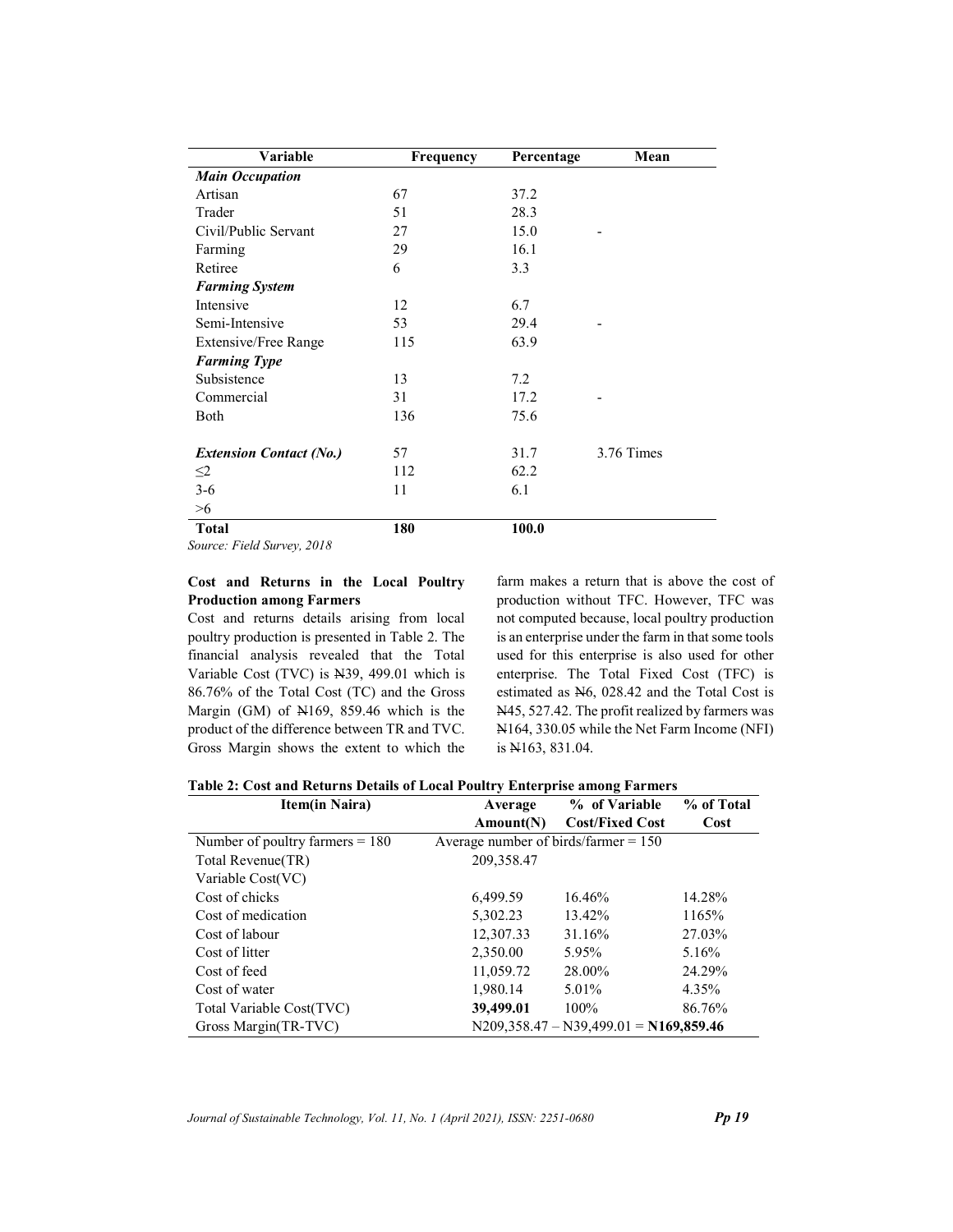| Variable | Frequency | Percentage | Mean |
|---|---|---|---|
| ***Main Occupation*** | | | |
| Artisan | 67 | 37.2 | |
| Trader | 51 | 28.3 | |
| Civil/Public Servant | 27 | 15.0 | - |
| Farming | 29 | 16.1 | |
| Retiree | 6 | 3.3 | |
| ***Farming System*** | | | |
| Intensive | 12 | 6.7 | |
| Semi-Intensive | 53 | 29.4 | - |
| Extensive/Free Range | 115 | 63.9 | |
| ***Farming Type*** | | | |
| Subsistence | 13 | 7.2 | |
| Commercial | 31 | 17.2 | - |
| Both | 136 | 75.6 | |
| ***Extension Contact (No.)*** | 57 | 31.7 | 3.76 Times |
| ≤2 | 112 | 62.2 | |
| 3-6 | 11 | 6.1 | |
| >6 | | | |
| **Total** | **180** | **100.0** | |

*Source: Field Survey, 2018*

**Cost and Returns in the Local Poultry Production among Farmers**

Cost and returns details arising from local poultry production is presented in Table 2. The financial analysis revealed that the Total Variable Cost (TVC) is ₦39, 499.01 which is 86.76% of the Total Cost (TC) and the Gross Margin (GM) of ₦169, 859.46 which is the product of the difference between TR and TVC. Gross Margin shows the extent to which the farm makes a return that is above the cost of production without TFC. However, TFC was not computed because, local poultry production is an enterprise under the farm in that some tools used for this enterprise is also used for other enterprise. The Total Fixed Cost (TFC) is estimated as ₦6, 028.42 and the Total Cost is ₦45, 527.42. The profit realized by farmers was ₦164, 330.05 while the Net Farm Income (NFI) is ₦163, 831.04.

**Table 2: Cost and Returns Details of Local Poultry Enterprise among Farmers**

| Item(in Naira) | Average Amount(N) | % of Variable Cost/Fixed Cost | % of Total Cost |
|---|---|---|---|
| Number of poultry farmers = 180 | Average number of birds/farmer = 150 | | |
| Total Revenue(TR) | 209,358.47 | | |
| Variable Cost(VC) | | | |
| Cost of chicks | 6,499.59 | 16.46% | 14.28% |
| Cost of medication | 5,302.23 | 13.42% | 1165% |
| Cost of labour | 12,307.33 | 31.16% | 27.03% |
| Cost of litter | 2,350.00 | 5.95% | 5.16% |
| Cost of feed | 11,059.72 | 28.00% | 24.29% |
| Cost of water | 1,980.14 | 5.01% | 4.35% |
| Total Variable Cost(TVC) | **39,499.01** | 100% | 86.76% |
| Gross Margin(TR-TVC) | N209,358.47 – N39,499.01 = **N169,859.46** | | |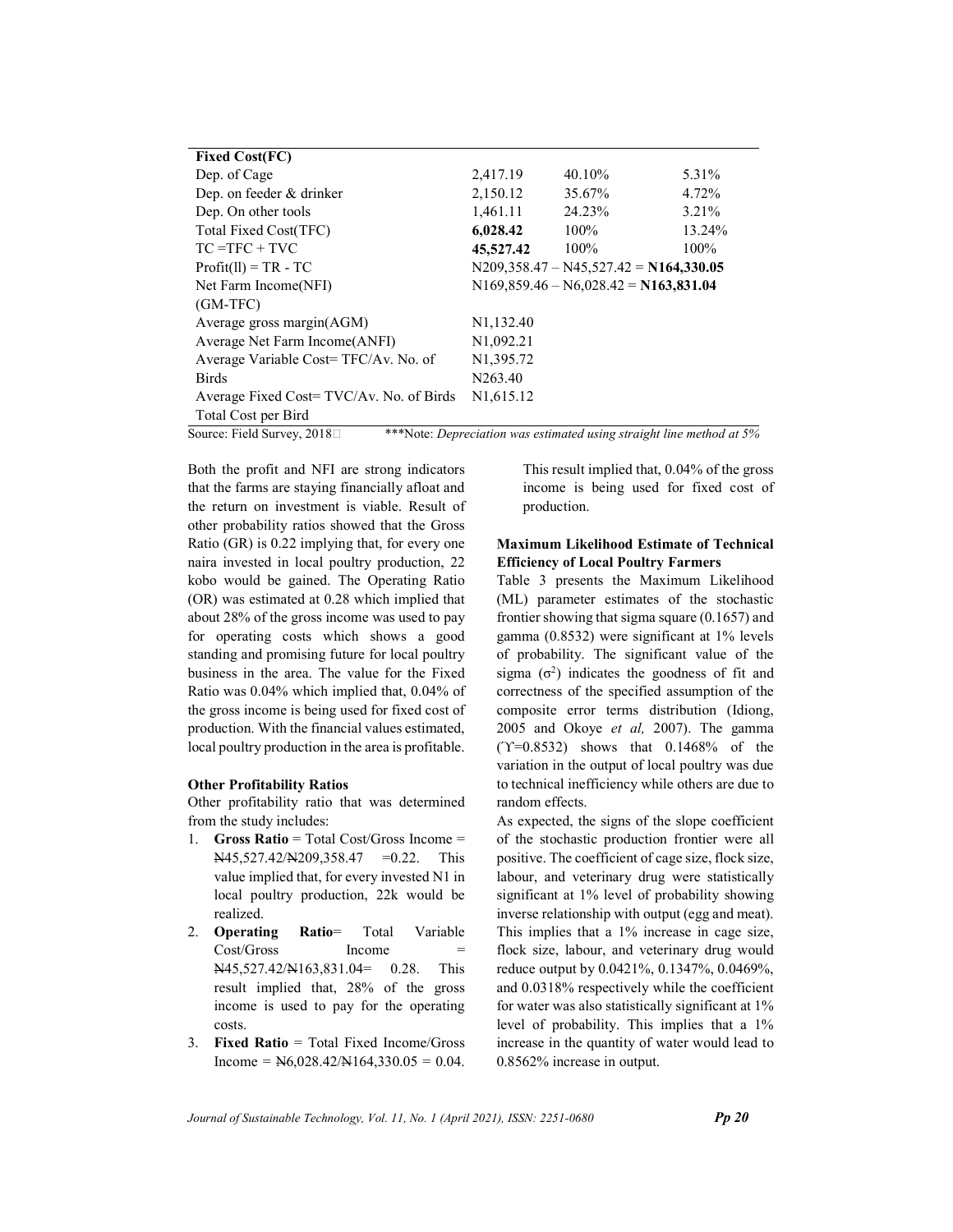| Fixed Cost(FC) | | | |
|---|---|---|---|
| Dep. of Cage | 2,417.19 | 40.10% | 5.31% |
| Dep. on feeder & drinker | 2,150.12 | 35.67% | 4.72% |
| Dep. On other tools | 1,461.11 | 24.23% | 3.21% |
| Total Fixed Cost(TFC) | **6,028.42** | 100% | 13.24% |
| TC =TFC + TVC | **45,527.42** | 100% | 100% |
| Profit(ll) = TR - TC | N209,358.47 – N45,527.42 = **N164,330.05** | | |
| Net Farm Income(NFI) (GM-TFC) | N169,859.46 – N6,028.42 = **N163,831.04** | | |
| Average gross margin(AGM) | N1,132.40 | | |
| Average Net Farm Income(ANFI) | N1,092.21 | | |
| Average Variable Cost= TFC/Av. No. of Birds | N1,395.72 | | |
| Average Fixed Cost= TVC/Av. No. of Birds | N263.40 | | |
| Total Cost per Bird | N1,615.12 | | |

Source: Field Survey, 2018 ***Note: *Depreciation was estimated using straight line method at 5%*

Both the profit and NFI are strong indicators that the farms are staying financially afloat and the return on investment is viable. Result of other probability ratios showed that the Gross Ratio (GR) is 0.22 implying that, for every one naira invested in local poultry production, 22 kobo would be gained. The Operating Ratio (OR) was estimated at 0.28 which implied that about 28% of the gross income was used to pay for operating costs which shows a good standing and promising future for local poultry business in the area. The value for the Fixed Ratio was 0.04% which implied that, 0.04% of the gross income is being used for fixed cost of production. With the financial values estimated, local poultry production in the area is profitable.

#### Other Profitability Ratios

Other profitability ratio that was determined from the study includes:

1. **Gross Ratio** = Total Cost/Gross Income = ₦45,527.42/₦209,358.47 =0.22. This value implied that, for every invested N1 in local poultry production, 22k would be realized.
2. **Operating Ratio**= Total Variable Cost/Gross Income = ₦45,527.42/₦163,831.04= 0.28. This result implied that, 28% of the gross income is used to pay for the operating costs.
3. **Fixed Ratio** = Total Fixed Income/Gross Income = ₦6,028.42/₦164,330.05 = 0.04. This result implied that, 0.04% of the gross income is being used for fixed cost of production.

#### Maximum Likelihood Estimate of Technical Efficiency of Local Poultry Farmers

Table 3 presents the Maximum Likelihood (ML) parameter estimates of the stochastic frontier showing that sigma square (0.1657) and gamma (0.8532) were significant at 1% levels of probability. The significant value of the sigma ($\sigma^2$) indicates the goodness of fit and correctness of the specified assumption of the composite error terms distribution (Idiong, 2005 and Okoye *et al,* 2007). The gamma ($\Upsilon$=0.8532) shows that 0.1468% of the variation in the output of local poultry was due to technical inefficiency while others are due to random effects.

As expected, the signs of the slope coefficient of the stochastic production frontier were all positive. The coefficient of cage size, flock size, labour, and veterinary drug were statistically significant at 1% level of probability showing inverse relationship with output (egg and meat). This implies that a 1% increase in cage size, flock size, labour, and veterinary drug would reduce output by 0.0421%, 0.1347%, 0.0469%, and 0.0318% respectively while the coefficient for water was also statistically significant at 1% level of probability. This implies that a 1% increase in the quantity of water would lead to 0.8562% increase in output.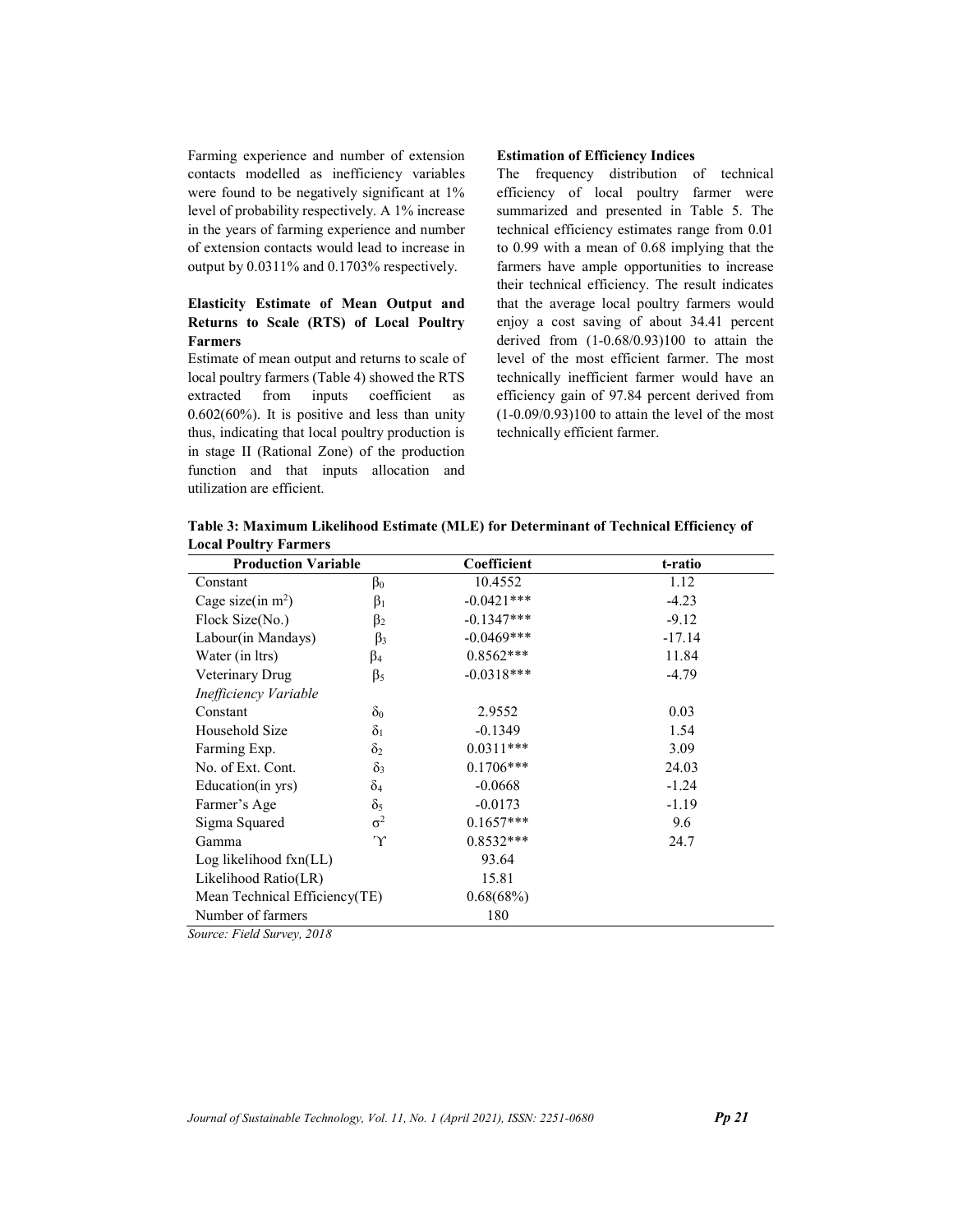Farming experience and number of extension contacts modelled as inefficiency variables were found to be negatively significant at 1% level of probability respectively. A 1% increase in the years of farming experience and number of extension contacts would lead to increase in output by 0.0311% and 0.1703% respectively.

### Elasticity Estimate of Mean Output and Returns to Scale (RTS) of Local Poultry Farmers

Estimate of mean output and returns to scale of local poultry farmers (Table 4) showed the RTS extracted from inputs coefficient as 0.602(60%). It is positive and less than unity thus, indicating that local poultry production is in stage II (Rational Zone) of the production function and that inputs allocation and utilization are efficient.

### Estimation of Efficiency Indices

The frequency distribution of technical efficiency of local poultry farmer were summarized and presented in Table 5. The technical efficiency estimates range from 0.01 to 0.99 with a mean of 0.68 implying that the farmers have ample opportunities to increase their technical efficiency. The result indicates that the average local poultry farmers would enjoy a cost saving of about 34.41 percent derived from (1-0.68/0.93)100 to attain the level of the most efficient farmer. The most technically inefficient farmer would have an efficiency gain of 97.84 percent derived from (1-0.09/0.93)100 to attain the level of the most technically efficient farmer.

**Table 3: Maximum Likelihood Estimate (MLE) for Determinant of Technical Efficiency of Local Poultry Farmers**

| Production Variable | | Coefficient | t-ratio |
|---|---|---|---|
| Constant | $\beta_0$ | 10.4552 | 1.12 |
| Cage size(in $m^2$) | $\beta_1$ | -0.0421*** | -4.23 |
| Flock Size(No.) | $\beta_2$ | -0.1347*** | -9.12 |
| Labour(in Mandays) | $\beta_3$ | -0.0469*** | -17.14 |
| Water (in ltrs) | $\beta_4$ | 0.8562*** | 11.84 |
| Veterinary Drug | $\beta_5$ | -0.0318*** | -4.79 |
| *Inefficiency Variable* | | | |
| Constant | $\delta_0$ | 2.9552 | 0.03 |
| Household Size | $\delta_1$ | -0.1349 | 1.54 |
| Farming Exp. | $\delta_2$ | 0.0311*** | 3.09 |
| No. of Ext. Cont. | $\delta_3$ | 0.1706*** | 24.03 |
| Education(in yrs) | $\delta_4$ | -0.0668 | -1.24 |
| Farmer's Age | $\delta_5$ | -0.0173 | -1.19 |
| Sigma Squared | $\sigma^2$ | 0.1657*** | 9.6 |
| Gamma | $\Upsilon$ | 0.8532*** | 24.7 |
| Log likelihood fxn(LL) | | 93.64 | |
| Likelihood Ratio(LR) | | 15.81 | |
| Mean Technical Efficiency(TE) | | 0.68(68%) | |
| Number of farmers | | 180 | |

*Source: Field Survey, 2018*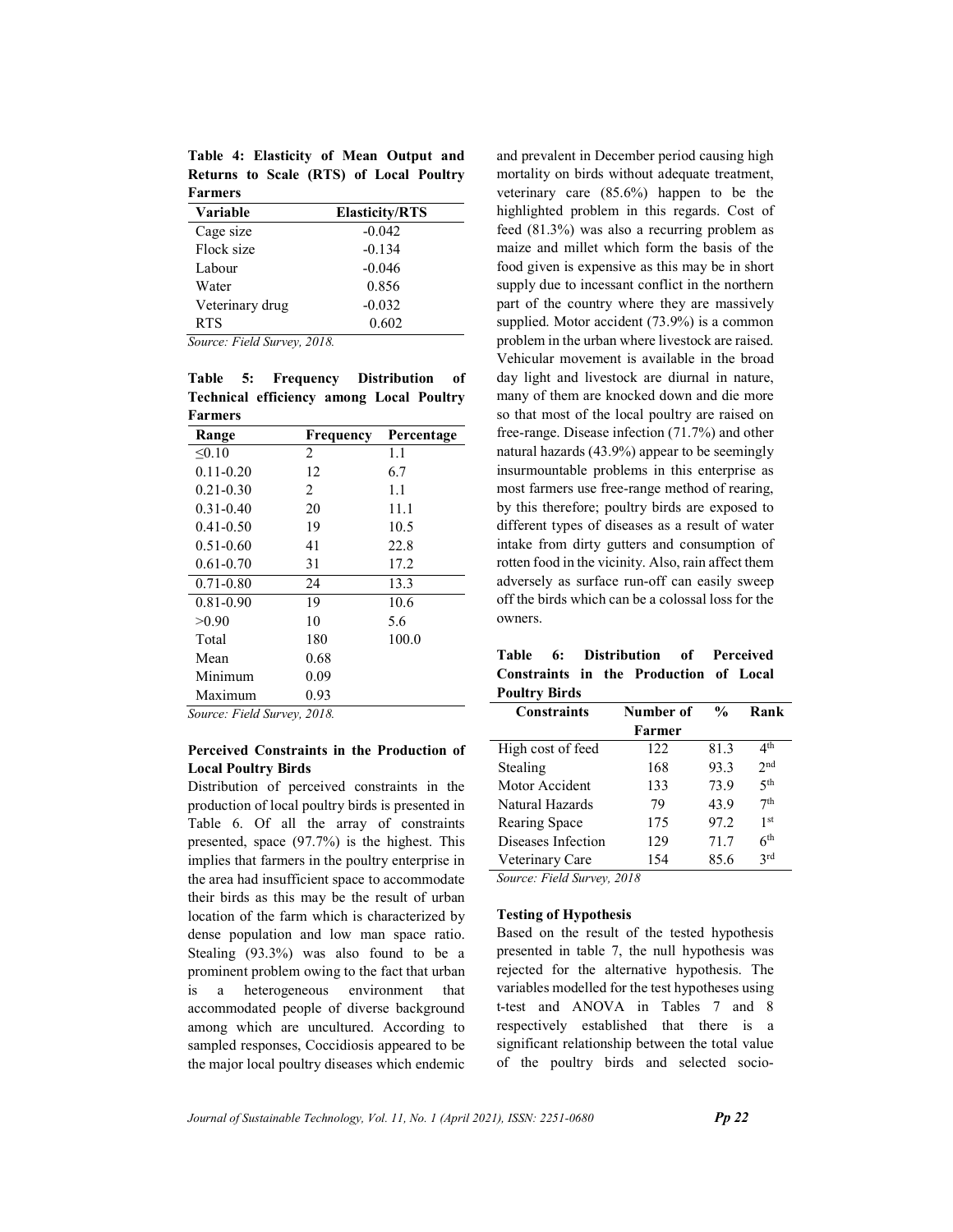**Table 4: Elasticity of Mean Output and Returns to Scale (RTS) of Local Poultry Farmers**

| Variable | Elasticity/RTS |
|---|---|
| Cage size | -0.042 |
| Flock size | -0.134 |
| Labour | -0.046 |
| Water | 0.856 |
| Veterinary drug | -0.032 |
| RTS | 0.602 |

*Source: Field Survey, 2018.*

**Table 5: Frequency Distribution of Technical efficiency among Local Poultry Farmers**

| Range | Frequency | Percentage |
|---|---|---|
| ≤0.10 | 2 | 1.1 |
| 0.11-0.20 | 12 | 6.7 |
| 0.21-0.30 | 2 | 1.1 |
| 0.31-0.40 | 20 | 11.1 |
| 0.41-0.50 | 19 | 10.5 |
| 0.51-0.60 | 41 | 22.8 |
| 0.61-0.70 | 31 | 17.2 |
| 0.71-0.80 | 24 | 13.3 |
| 0.81-0.90 | 19 | 10.6 |
| >0.90 | 10 | 5.6 |
| Total | 180 | 100.0 |
| Mean | 0.68 | |
| Minimum | 0.09 | |
| Maximum | 0.93 | |

*Source: Field Survey, 2018.*

### Perceived Constraints in the Production of Local Poultry Birds

Distribution of perceived constraints in the production of local poultry birds is presented in Table 6. Of all the array of constraints presented, space (97.7%) is the highest. This implies that farmers in the poultry enterprise in the area had insufficient space to accommodate their birds as this may be the result of urban location of the farm which is characterized by dense population and low man space ratio. Stealing (93.3%) was also found to be a prominent problem owing to the fact that urban is a heterogeneous environment that accommodated people of diverse background among which are uncultured. According to sampled responses, Coccidiosis appeared to be the major local poultry diseases which endemic and prevalent in December period causing high mortality on birds without adequate treatment, veterinary care (85.6%) happen to be the highlighted problem in this regards. Cost of feed (81.3%) was also a recurring problem as maize and millet which form the basis of the food given is expensive as this may be in short supply due to incessant conflict in the northern part of the country where they are massively supplied. Motor accident (73.9%) is a common problem in the urban where livestock are raised. Vehicular movement is available in the broad day light and livestock are diurnal in nature, many of them are knocked down and die more so that most of the local poultry are raised on free-range. Disease infection (71.7%) and other natural hazards (43.9%) appear to be seemingly insurmountable problems in this enterprise as most farmers use free-range method of rearing, by this therefore; poultry birds are exposed to different types of diseases as a result of water intake from dirty gutters and consumption of rotten food in the vicinity. Also, rain affect them adversely as surface run-off can easily sweep off the birds which can be a colossal loss for the owners.

**Table 6: Distribution of Perceived Constraints in the Production of Local Poultry Birds**

| Constraints | Number of Farmer | % | Rank |
|---|---|---|---|
| High cost of feed | 122 | 81.3 | 4th |
| Stealing | 168 | 93.3 | 2nd |
| Motor Accident | 133 | 73.9 | 5th |
| Natural Hazards | 79 | 43.9 | 7th |
| Rearing Space | 175 | 97.2 | 1st |
| Diseases Infection | 129 | 71.7 | 6th |
| Veterinary Care | 154 | 85.6 | 3rd |

*Source: Field Survey, 2018*

### Testing of Hypothesis

Based on the result of the tested hypothesis presented in table 7, the null hypothesis was rejected for the alternative hypothesis. The variables modelled for the test hypotheses using t-test and ANOVA in Tables 7 and 8 respectively established that there is a significant relationship between the total value of the poultry birds and selected socio-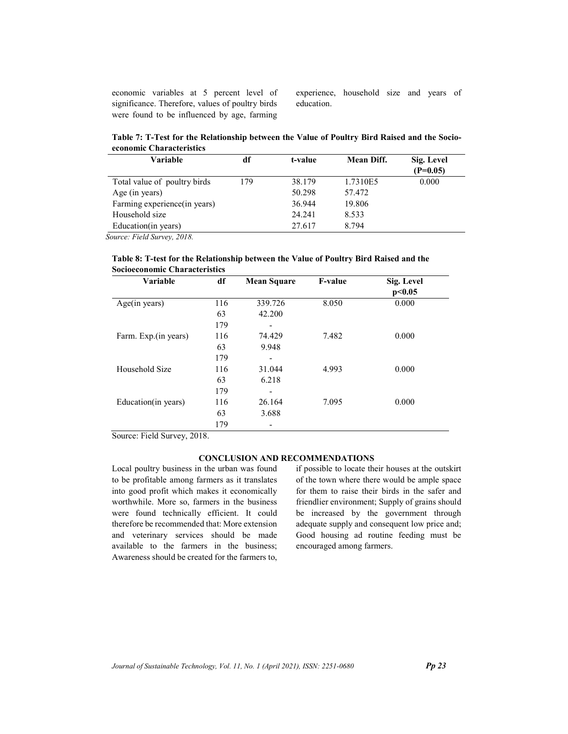economic variables at 5 percent level of significance. Therefore, values of poultry birds were found to be influenced by age, farming experience, household size and years of education.

**Table 7: T-Test for the Relationship between the Value of Poultry Bird Raised and the Socio-economic Characteristics**

| Variable | df | t-value | Mean Diff. | Sig. Level (P=0.05) |
|---|---|---|---|---|
| Total value of poultry birds | 179 | 38.179 | 1.7310E5 | 0.000 |
| Age (in years) | | 50.298 | 57.472 | |
| Farming experience(in years) | | 36.944 | 19.806 | |
| Household size | | 24.241 | 8.533 | |
| Education(in years) | | 27.617 | 8.794 | |

*Source: Field Survey, 2018.*

**Table 8: T-test for the Relationship between the Value of Poultry Bird Raised and the Socioeconomic Characteristics**

| Variable | df | Mean Square | F-value | Sig. Level p<0.05 |
|---|---|---|---|---|
| Age(in years) | 116 | 339.726 | 8.050 | 0.000 |
| | 63 | 42.200 | | |
| | 179 | - | | |
| Farm. Exp.(in years) | 116 | 74.429 | 7.482 | 0.000 |
| | 63 | 9.948 | | |
| | 179 | - | | |
| Household Size | 116 | 31.044 | 4.993 | 0.000 |
| | 63 | 6.218 | | |
| | 179 | - | | |
| Education(in years) | 116 | 26.164 | 7.095 | 0.000 |
| | 63 | 3.688 | | |
| | 179 | - | | |

Source: Field Survey, 2018.

## CONCLUSION AND RECOMMENDATIONS

Local poultry business in the urban was found to be profitable among farmers as it translates into good profit which makes it economically worthwhile. More so, farmers in the business were found technically efficient. It could therefore be recommended that: More extension and veterinary services should be made available to the farmers in the business; Awareness should be created for the farmers to, if possible to locate their houses at the outskirt of the town where there would be ample space for them to raise their birds in the safer and friendlier environment; Supply of grains should be increased by the government through adequate supply and consequent low price and; Good housing ad routine feeding must be encouraged among farmers.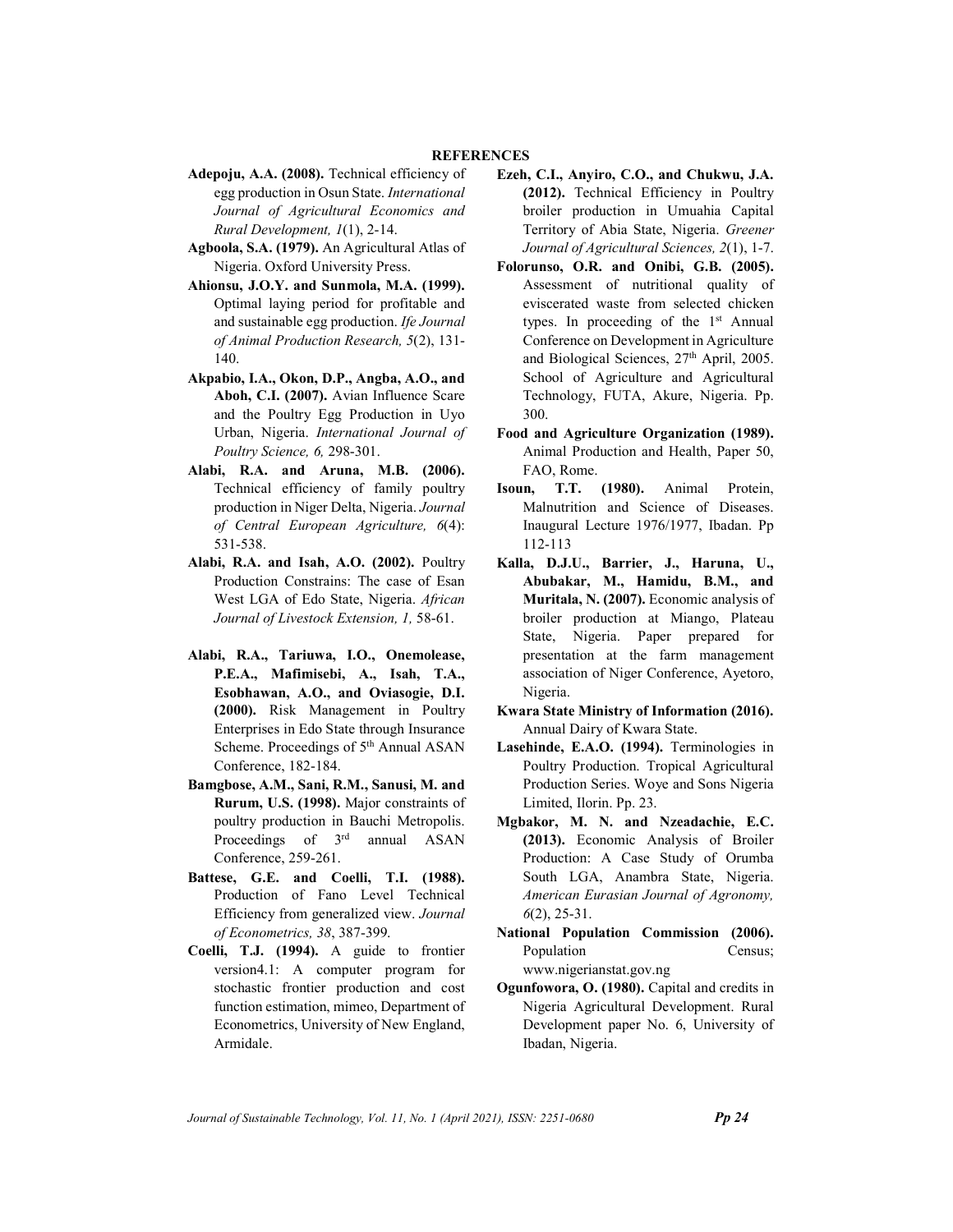## REFERENCES

**Adepoju, A.A. (2008).** Technical efficiency of egg production in Osun State. *International Journal of Agricultural Economics and Rural Development, 1*(1), 2-14.

**Agboola, S.A. (1979).** An Agricultural Atlas of Nigeria. Oxford University Press.

**Ahionsu, J.O.Y. and Sunmola, M.A. (1999).** Optimal laying period for profitable and and sustainable egg production. *Ife Journal of Animal Production Research, 5*(2), 131-140.

**Akpabio, I.A., Okon, D.P., Angba, A.O., and Aboh, C.I. (2007).** Avian Influence Scare and the Poultry Egg Production in Uyo Urban, Nigeria. *International Journal of Poultry Science, 6,* 298-301.

**Alabi, R.A. and Aruna, M.B. (2006).** Technical efficiency of family poultry production in Niger Delta, Nigeria. *Journal of Central European Agriculture, 6*(4): 531-538.

**Alabi, R.A. and Isah, A.O. (2002).** Poultry Production Constrains: The case of Esan West LGA of Edo State, Nigeria. *African Journal of Livestock Extension, 1,* 58-61.

**Alabi, R.A., Tariuwa, I.O., Onemolease, P.E.A., Mafimisebi, A., Isah, T.A., Esobhawan, A.O., and Oviasogie, D.I. (2000).** Risk Management in Poultry Enterprises in Edo State through Insurance Scheme. Proceedings of 5th Annual ASAN Conference, 182-184.

**Bamgbose, A.M., Sani, R.M., Sanusi, M. and Rurum, U.S. (1998).** Major constraints of poultry production in Bauchi Metropolis. Proceedings of 3rd annual ASAN Conference, 259-261.

**Battese, G.E. and Coelli, T.I. (1988).** Production of Fano Level Technical Efficiency from generalized view. *Journal of Econometrics, 38*, 387-399.

**Coelli, T.J. (1994).** A guide to frontier version4.1: A computer program for stochastic frontier production and cost function estimation, mimeo, Department of Econometrics, University of New England, Armidale.

**Ezeh, C.I., Anyiro, C.O., and Chukwu, J.A. (2012).** Technical Efficiency in Poultry broiler production in Umuahia Capital Territory of Abia State, Nigeria. *Greener Journal of Agricultural Sciences, 2*(1), 1-7.

**Folorunso, O.R. and Onibi, G.B. (2005).** Assessment of nutritional quality of eviscerated waste from selected chicken types. In proceeding of the 1st Annual Conference on Development in Agriculture and Biological Sciences, 27th April, 2005. School of Agriculture and Agricultural Technology, FUTA, Akure, Nigeria. Pp. 300.

**Food and Agriculture Organization (1989).** Animal Production and Health, Paper 50, FAO, Rome.

**Isoun, T.T. (1980).** Animal Protein, Malnutrition and Science of Diseases. Inaugural Lecture 1976/1977, Ibadan. Pp 112-113

**Kalla, D.J.U., Barrier, J., Haruna, U., Abubakar, M., Hamidu, B.M., and Muritala, N. (2007).** Economic analysis of broiler production at Miango, Plateau State, Nigeria. Paper prepared for presentation at the farm management association of Niger Conference, Ayetoro, Nigeria.

**Kwara State Ministry of Information (2016).** Annual Dairy of Kwara State.

**Lasehinde, E.A.O. (1994).** Terminologies in Poultry Production. Tropical Agricultural Production Series. Woye and Sons Nigeria Limited, Ilorin. Pp. 23.

**Mgbakor, M. N. and Nzeadachie, E.C. (2013).** Economic Analysis of Broiler Production: A Case Study of Orumba South LGA, Anambra State, Nigeria. *American Eurasian Journal of Agronomy, 6*(2), 25-31.

**National Population Commission (2006).** Population Census; www.nigerianstat.gov.ng

**Ogunfowora, O. (1980).** Capital and credits in Nigeria Agricultural Development. Rural Development paper No. 6, University of Ibadan, Nigeria.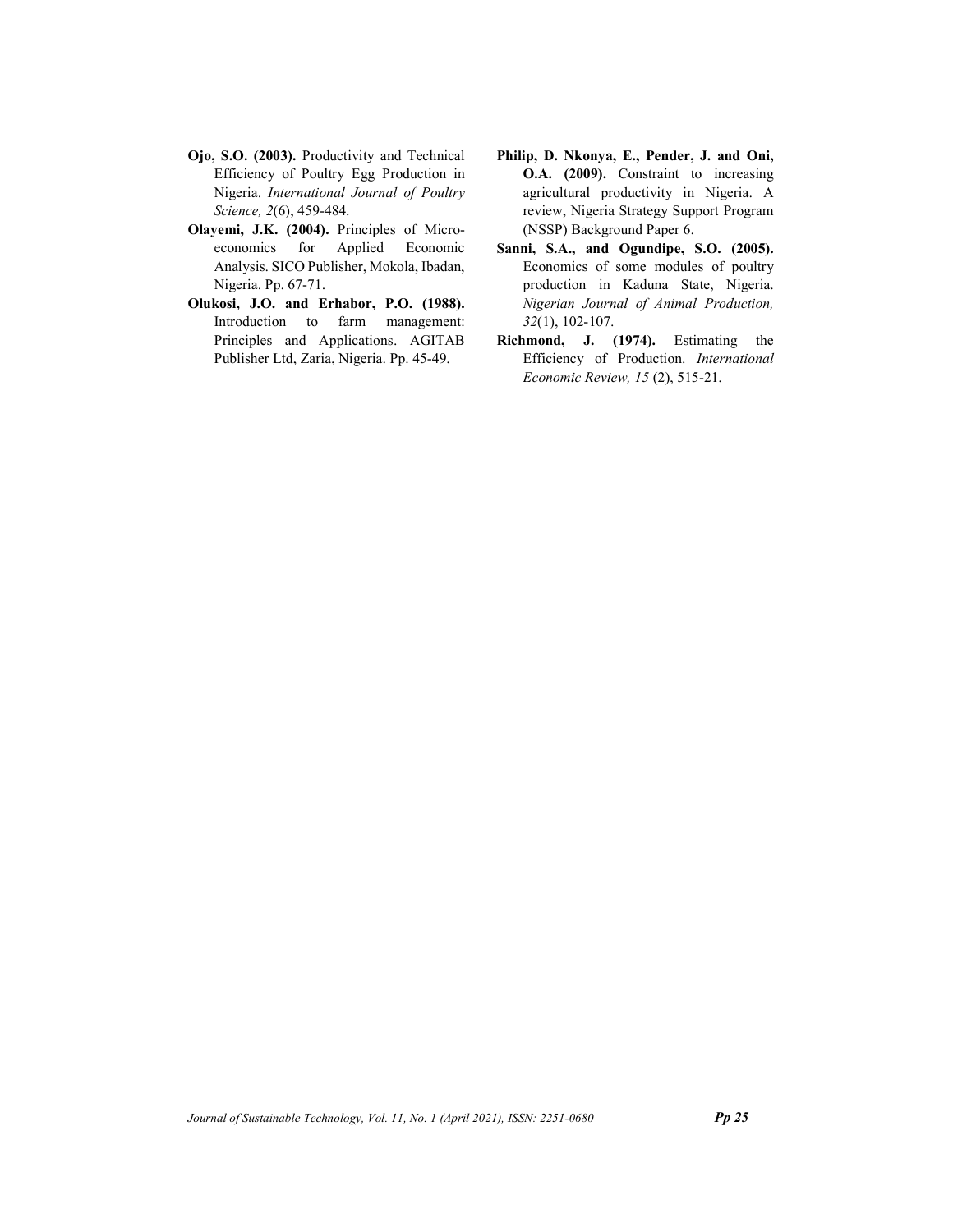**Ojo, S.O. (2003).** Productivity and Technical Efficiency of Poultry Egg Production in Nigeria. *International Journal of Poultry Science, 2*(6), 459-484.

**Olayemi, J.K. (2004).** Principles of Micro-economics for Applied Economic Analysis. SICO Publisher, Mokola, Ibadan, Nigeria. Pp. 67-71.

**Olukosi, J.O. and Erhabor, P.O. (1988).** Introduction to farm management: Principles and Applications. AGITAB Publisher Ltd, Zaria, Nigeria. Pp. 45-49.

**Philip, D. Nkonya, E., Pender, J. and Oni, O.A. (2009).** Constraint to increasing agricultural productivity in Nigeria. A review, Nigeria Strategy Support Program (NSSP) Background Paper 6.

**Sanni, S.A., and Ogundipe, S.O. (2005).** Economics of some modules of poultry production in Kaduna State, Nigeria. *Nigerian Journal of Animal Production, 32*(1), 102-107.

**Richmond, J. (1974).** Estimating the Efficiency of Production. *International Economic Review, 15* (2), 515-21.